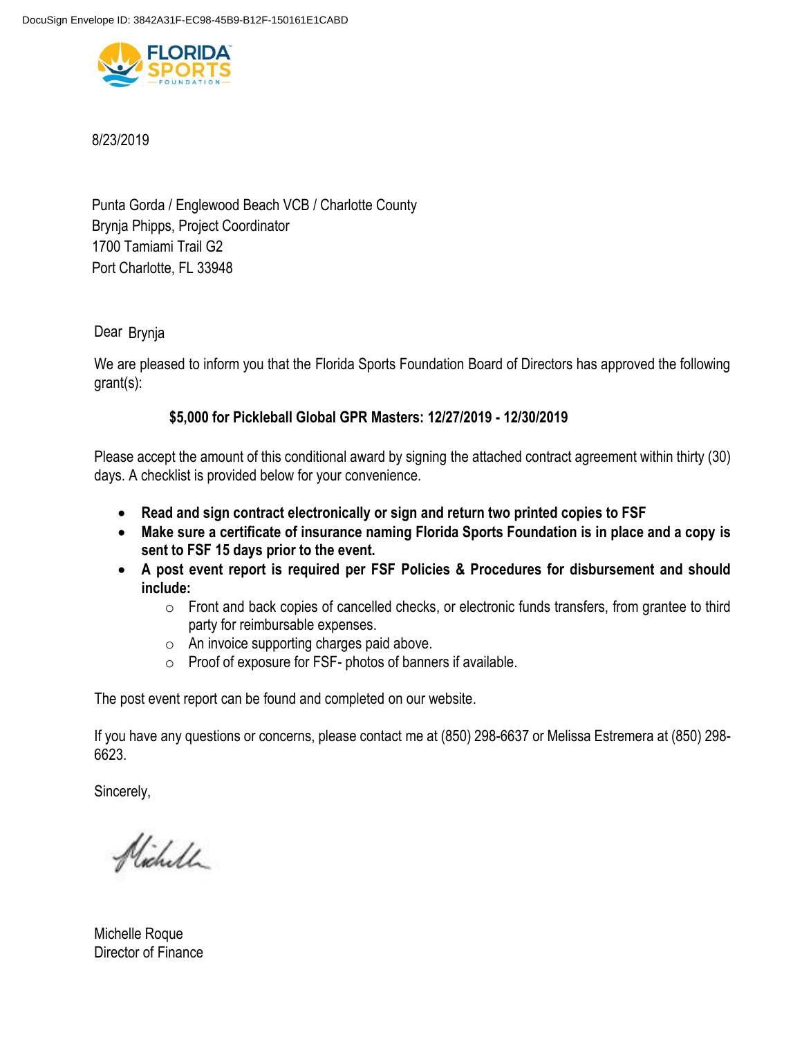DocuSign Envelope ID: 3842A31F-EC98-45B9-B12F-150161E1CABD

FLORIDA SPORTS FOUNDATION

8/23/2019

Punta Gorda / Englewood Beach VCB / Charlotte County
Brynja Phipps, Project Coordinator
1700 Tamiami Trail G2
Port Charlotte, FL 33948

Dear Brynja

We are pleased to inform you that the Florida Sports Foundation Board of Directors has approved the following grant(s):

**$5,000 for Pickleball Global GPR Masters: 12/27/2019 - 12/30/2019**

Please accept the amount of this conditional award by signing the attached contract agreement within thirty (30) days. A checklist is provided below for your convenience.

- **Read and sign contract electronically or sign and return two printed copies to FSF**
- **Make sure a certificate of insurance naming Florida Sports Foundation is in place and a copy is sent to FSF 15 days prior to the event.**
- **A post event report is required per FSF Policies & Procedures for disbursement and should include:**
  - Front and back copies of cancelled checks, or electronic funds transfers, from grantee to third party for reimbursable expenses.
  - An invoice supporting charges paid above.
  - Proof of exposure for FSF- photos of banners if available.

The post event report can be found and completed on our website.

If you have any questions or concerns, please contact me at (850) 298-6637 or Melissa Estremera at (850) 298-6623.

Sincerely,

Michelle

Michelle Roque
Director of Finance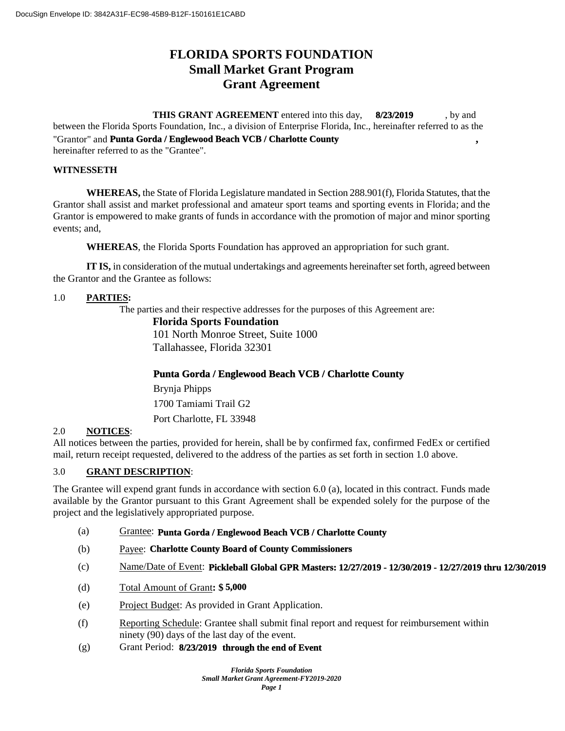# FLORIDA SPORTS FOUNDATION
## Small Market Grant Program
## Grant Agreement

**THIS GRANT AGREEMENT** entered into this day, **8/23/2019**, by and between the Florida Sports Foundation, Inc., a division of Enterprise Florida, Inc., hereinafter referred to as the "Grantor" and **Punta Gorda / Englewood Beach VCB / Charlotte County**, hereinafter referred to as the "Grantee".

**WITNESSETH**

**WHEREAS,** the State of Florida Legislature mandated in Section 288.901(f), Florida Statutes, that the Grantor shall assist and market professional and amateur sport teams and sporting events in Florida; and the Grantor is empowered to make grants of funds in accordance with the promotion of major and minor sporting events; and,

**WHEREAS**, the Florida Sports Foundation has approved an appropriation for such grant.

**IT IS,** in consideration of the mutual undertakings and agreements hereinafter set forth, agreed between the Grantor and the Grantee as follows:

1.0 **PARTIES:**

The parties and their respective addresses for the purposes of this Agreement are:

**Florida Sports Foundation**
101 North Monroe Street, Suite 1000
Tallahassee, Florida 32301

**Punta Gorda / Englewood Beach VCB / Charlotte County**
Brynja Phipps
1700 Tamiami Trail G2
Port Charlotte, FL 33948

2.0 **NOTICES**:

All notices between the parties, provided for herein, shall be by confirmed fax, confirmed FedEx or certified mail, return receipt requested, delivered to the address of the parties as set forth in section 1.0 above.

3.0 **GRANT DESCRIPTION**:

The Grantee will expend grant funds in accordance with section 6.0 (a), located in this contract. Funds made available by the Grantor pursuant to this Grant Agreement shall be expended solely for the purpose of the project and the legislatively appropriated purpose.

(a) Grantee: **Punta Gorda / Englewood Beach VCB / Charlotte County**

(b) Payee: **Charlotte County Board of County Commissioners**

(c) Name/Date of Event: **Pickleball Global GPR Masters: 12/27/2019 - 12/30/2019 - 12/27/2019 thru 12/30/2019**

(d) Total Amount of Grant**: $ 5,000**

(e) Project Budget: As provided in Grant Application.

(f) Reporting Schedule: Grantee shall submit final report and request for reimbursement within ninety (90) days of the last day of the event.

(g) Grant Period: **8/23/2019 through the end of Event**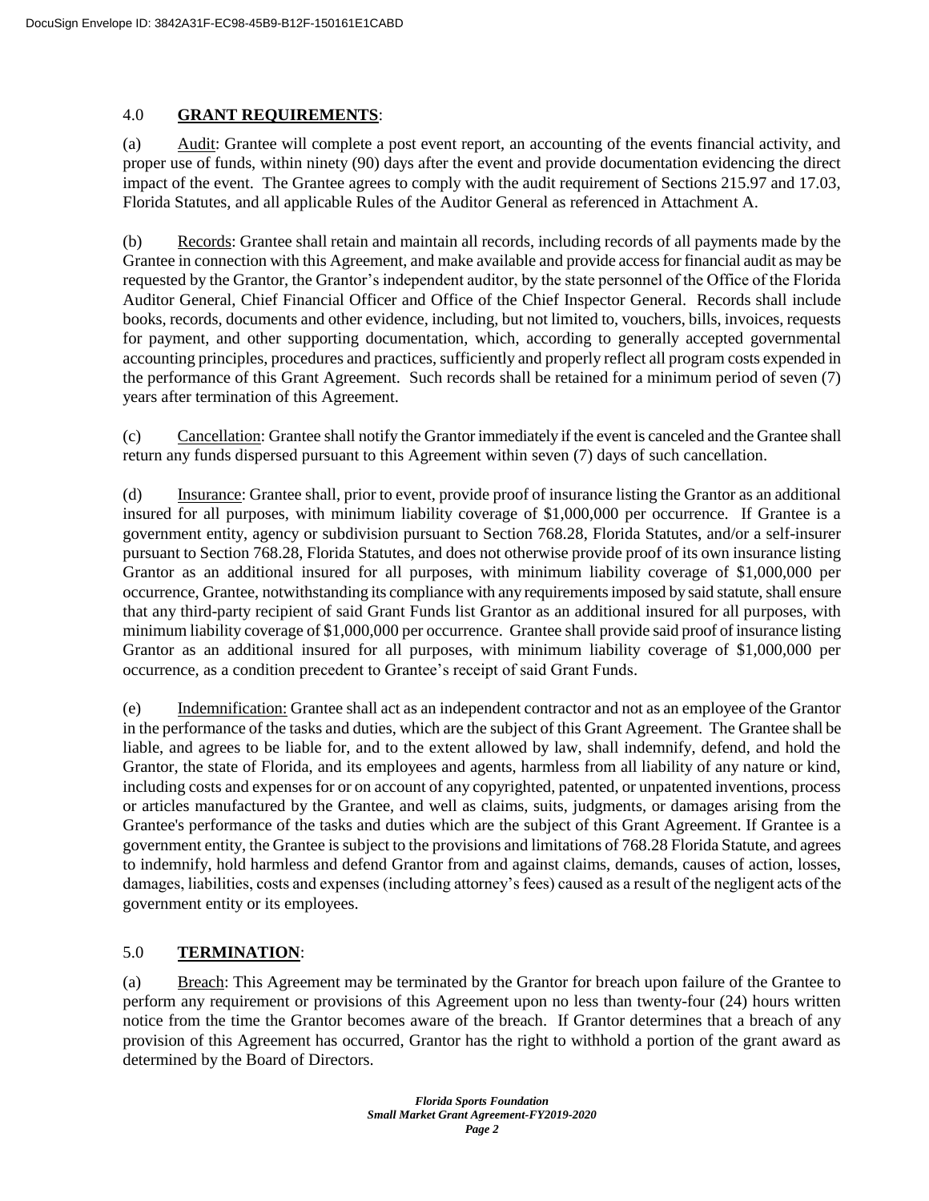## 4.0 **GRANT REQUIREMENTS**:

(a) Audit: Grantee will complete a post event report, an accounting of the events financial activity, and proper use of funds, within ninety (90) days after the event and provide documentation evidencing the direct impact of the event. The Grantee agrees to comply with the audit requirement of Sections 215.97 and 17.03, Florida Statutes, and all applicable Rules of the Auditor General as referenced in Attachment A.

(b) Records: Grantee shall retain and maintain all records, including records of all payments made by the Grantee in connection with this Agreement, and make available and provide access for financial audit as may be requested by the Grantor, the Grantor's independent auditor, by the state personnel of the Office of the Florida Auditor General, Chief Financial Officer and Office of the Chief Inspector General. Records shall include books, records, documents and other evidence, including, but not limited to, vouchers, bills, invoices, requests for payment, and other supporting documentation, which, according to generally accepted governmental accounting principles, procedures and practices, sufficiently and properly reflect all program costs expended in the performance of this Grant Agreement. Such records shall be retained for a minimum period of seven (7) years after termination of this Agreement.

(c) Cancellation: Grantee shall notify the Grantor immediately if the event is canceled and the Grantee shall return any funds dispersed pursuant to this Agreement within seven (7) days of such cancellation.

(d) Insurance: Grantee shall, prior to event, provide proof of insurance listing the Grantor as an additional insured for all purposes, with minimum liability coverage of $1,000,000 per occurrence. If Grantee is a government entity, agency or subdivision pursuant to Section 768.28, Florida Statutes, and/or a self-insurer pursuant to Section 768.28, Florida Statutes, and does not otherwise provide proof of its own insurance listing Grantor as an additional insured for all purposes, with minimum liability coverage of $1,000,000 per occurrence, Grantee, notwithstanding its compliance with any requirements imposed by said statute, shall ensure that any third-party recipient of said Grant Funds list Grantor as an additional insured for all purposes, with minimum liability coverage of $1,000,000 per occurrence. Grantee shall provide said proof of insurance listing Grantor as an additional insured for all purposes, with minimum liability coverage of $1,000,000 per occurrence, as a condition precedent to Grantee's receipt of said Grant Funds.

(e) Indemnification: Grantee shall act as an independent contractor and not as an employee of the Grantor in the performance of the tasks and duties, which are the subject of this Grant Agreement. The Grantee shall be liable, and agrees to be liable for, and to the extent allowed by law, shall indemnify, defend, and hold the Grantor, the state of Florida, and its employees and agents, harmless from all liability of any nature or kind, including costs and expenses for or on account of any copyrighted, patented, or unpatented inventions, process or articles manufactured by the Grantee, and well as claims, suits, judgments, or damages arising from the Grantee's performance of the tasks and duties which are the subject of this Grant Agreement. If Grantee is a government entity, the Grantee is subject to the provisions and limitations of 768.28 Florida Statute, and agrees to indemnify, hold harmless and defend Grantor from and against claims, demands, causes of action, losses, damages, liabilities, costs and expenses (including attorney's fees) caused as a result of the negligent acts of the government entity or its employees.

## 5.0 **TERMINATION**:

(a) Breach: This Agreement may be terminated by the Grantor for breach upon failure of the Grantee to perform any requirement or provisions of this Agreement upon no less than twenty-four (24) hours written notice from the time the Grantor becomes aware of the breach. If Grantor determines that a breach of any provision of this Agreement has occurred, Grantor has the right to withhold a portion of the grant award as determined by the Board of Directors.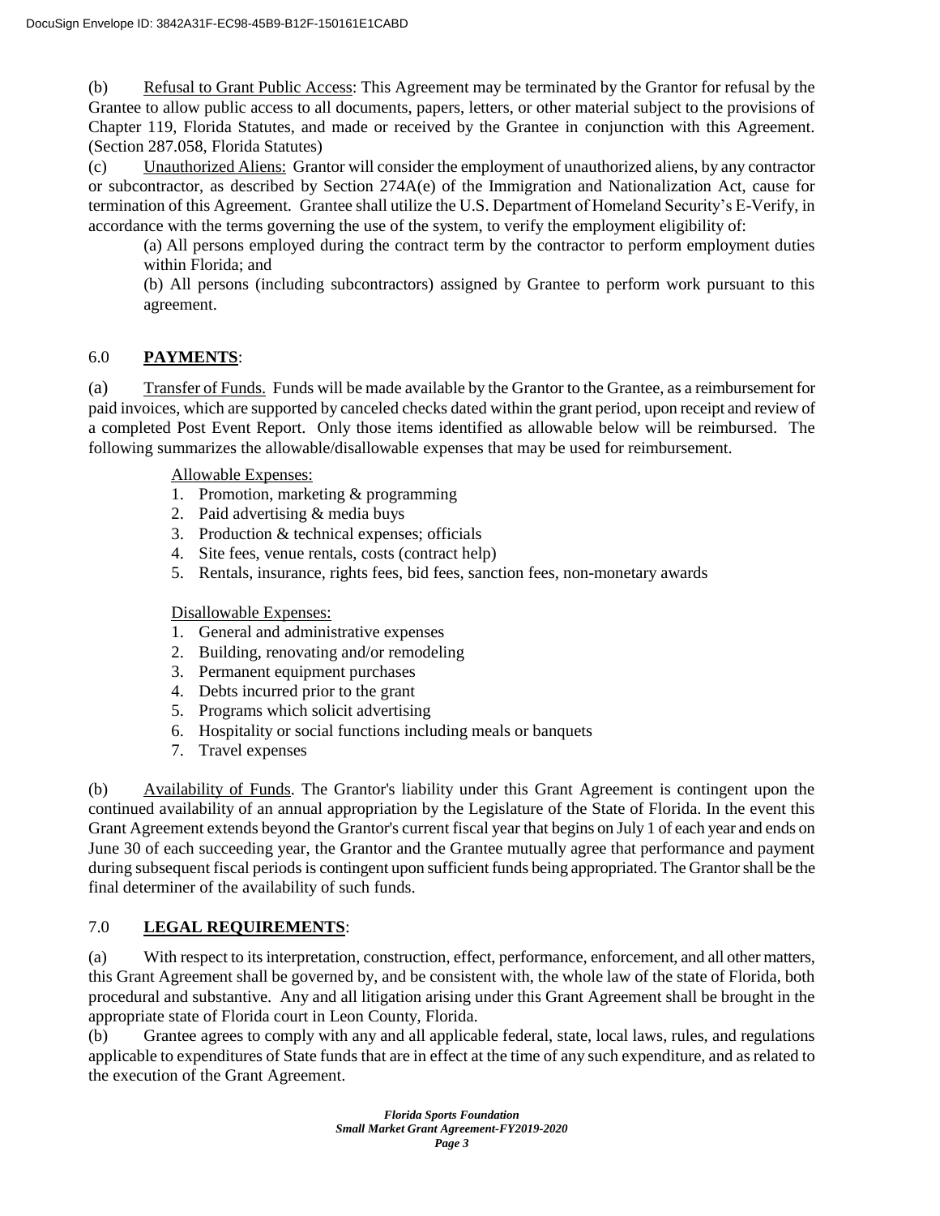(b) Refusal to Grant Public Access: This Agreement may be terminated by the Grantor for refusal by the Grantee to allow public access to all documents, papers, letters, or other material subject to the provisions of Chapter 119, Florida Statutes, and made or received by the Grantee in conjunction with this Agreement. (Section 287.058, Florida Statutes)

(c) Unauthorized Aliens: Grantor will consider the employment of unauthorized aliens, by any contractor or subcontractor, as described by Section 274A(e) of the Immigration and Nationalization Act, cause for termination of this Agreement. Grantee shall utilize the U.S. Department of Homeland Security's E-Verify, in accordance with the terms governing the use of the system, to verify the employment eligibility of:

> (a) All persons employed during the contract term by the contractor to perform employment duties within Florida; and
>
> (b) All persons (including subcontractors) assigned by Grantee to perform work pursuant to this agreement.

## 6.0 **PAYMENTS**:

(a) Transfer of Funds. Funds will be made available by the Grantor to the Grantee, as a reimbursement for paid invoices, which are supported by canceled checks dated within the grant period, upon receipt and review of a completed Post Event Report. Only those items identified as allowable below will be reimbursed. The following summarizes the allowable/disallowable expenses that may be used for reimbursement.

Allowable Expenses:

1. Promotion, marketing & programming
2. Paid advertising & media buys
3. Production & technical expenses; officials
4. Site fees, venue rentals, costs (contract help)
5. Rentals, insurance, rights fees, bid fees, sanction fees, non-monetary awards

Disallowable Expenses:

1. General and administrative expenses
2. Building, renovating and/or remodeling
3. Permanent equipment purchases
4. Debts incurred prior to the grant
5. Programs which solicit advertising
6. Hospitality or social functions including meals or banquets
7. Travel expenses

(b) Availability of Funds. The Grantor's liability under this Grant Agreement is contingent upon the continued availability of an annual appropriation by the Legislature of the State of Florida. In the event this Grant Agreement extends beyond the Grantor's current fiscal year that begins on July 1 of each year and ends on June 30 of each succeeding year, the Grantor and the Grantee mutually agree that performance and payment during subsequent fiscal periods is contingent upon sufficient funds being appropriated. The Grantor shall be the final determiner of the availability of such funds.

## 7.0 **LEGAL REQUIREMENTS**:

(a) With respect to its interpretation, construction, effect, performance, enforcement, and all other matters, this Grant Agreement shall be governed by, and be consistent with, the whole law of the state of Florida, both procedural and substantive. Any and all litigation arising under this Grant Agreement shall be brought in the appropriate state of Florida court in Leon County, Florida.

(b) Grantee agrees to comply with any and all applicable federal, state, local laws, rules, and regulations applicable to expenditures of State funds that are in effect at the time of any such expenditure, and as related to the execution of the Grant Agreement.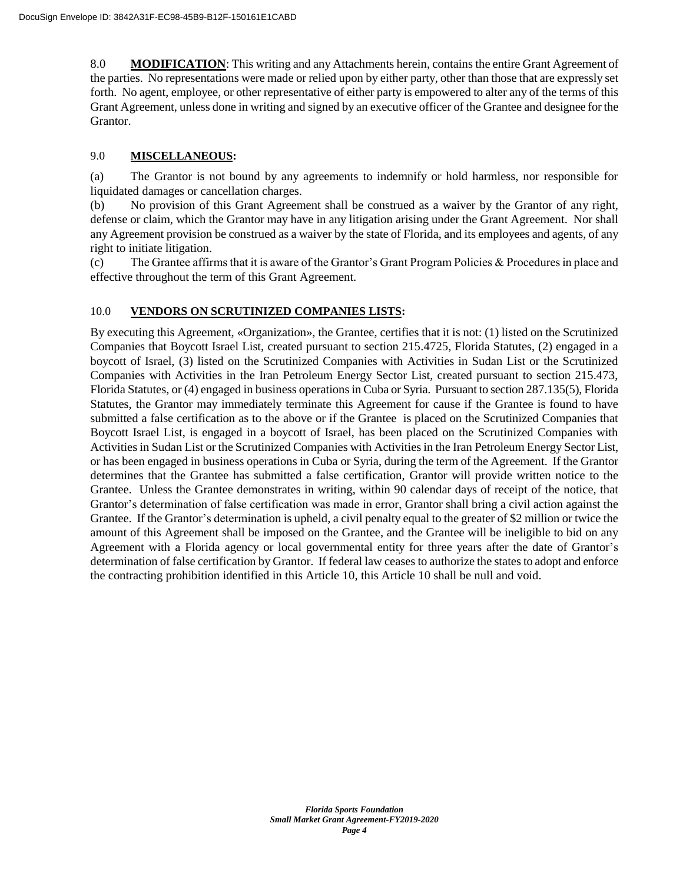8.0 **MODIFICATION**: This writing and any Attachments herein, contains the entire Grant Agreement of the parties. No representations were made or relied upon by either party, other than those that are expressly set forth. No agent, employee, or other representative of either party is empowered to alter any of the terms of this Grant Agreement, unless done in writing and signed by an executive officer of the Grantee and designee for the Grantor.

9.0 **MISCELLANEOUS:**

(a) The Grantor is not bound by any agreements to indemnify or hold harmless, nor responsible for liquidated damages or cancellation charges.

(b) No provision of this Grant Agreement shall be construed as a waiver by the Grantor of any right, defense or claim, which the Grantor may have in any litigation arising under the Grant Agreement. Nor shall any Agreement provision be construed as a waiver by the state of Florida, and its employees and agents, of any right to initiate litigation.

(c) The Grantee affirms that it is aware of the Grantor's Grant Program Policies & Procedures in place and effective throughout the term of this Grant Agreement.

10.0 **VENDORS ON SCRUTINIZED COMPANIES LISTS:**

By executing this Agreement, «Organization», the Grantee, certifies that it is not: (1) listed on the Scrutinized Companies that Boycott Israel List, created pursuant to section 215.4725, Florida Statutes, (2) engaged in a boycott of Israel, (3) listed on the Scrutinized Companies with Activities in Sudan List or the Scrutinized Companies with Activities in the Iran Petroleum Energy Sector List, created pursuant to section 215.473, Florida Statutes, or (4) engaged in business operations in Cuba or Syria. Pursuant to section 287.135(5), Florida Statutes, the Grantor may immediately terminate this Agreement for cause if the Grantee is found to have submitted a false certification as to the above or if the Grantee is placed on the Scrutinized Companies that Boycott Israel List, is engaged in a boycott of Israel, has been placed on the Scrutinized Companies with Activities in Sudan List or the Scrutinized Companies with Activities in the Iran Petroleum Energy Sector List, or has been engaged in business operations in Cuba or Syria, during the term of the Agreement. If the Grantor determines that the Grantee has submitted a false certification, Grantor will provide written notice to the Grantee. Unless the Grantee demonstrates in writing, within 90 calendar days of receipt of the notice, that Grantor's determination of false certification was made in error, Grantor shall bring a civil action against the Grantee. If the Grantor's determination is upheld, a civil penalty equal to the greater of $2 million or twice the amount of this Agreement shall be imposed on the Grantee, and the Grantee will be ineligible to bid on any Agreement with a Florida agency or local governmental entity for three years after the date of Grantor's determination of false certification by Grantor. If federal law ceases to authorize the states to adopt and enforce the contracting prohibition identified in this Article 10, this Article 10 shall be null and void.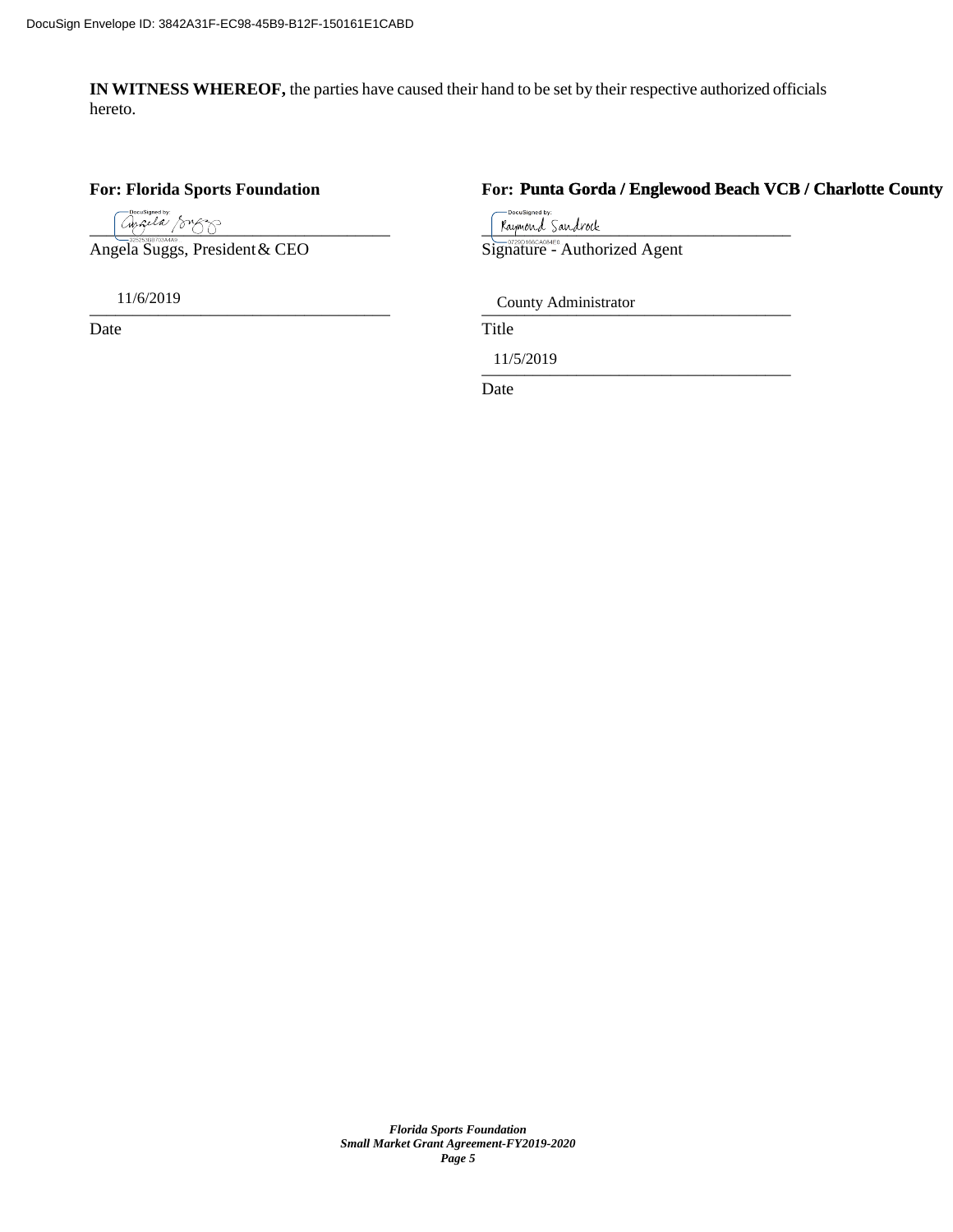DocuSign Envelope ID: 3842A31F-EC98-45B9-B12F-150161E1CABD

**IN WITNESS WHEREOF,** the parties have caused their hand to be set by their respective authorized officials hereto.

**For: Florida Sports Foundation**

Angela Suggs, President & CEO

11/6/2019

Date

**For: Punta Gorda / Englewood Beach VCB / Charlotte County**

Raymond Sandrock

Signature - Authorized Agent

County Administrator

Title

11/5/2019

Date

***Florida Sports Foundation***
***Small Market Grant Agreement-FY2019-2020***
***Page 5***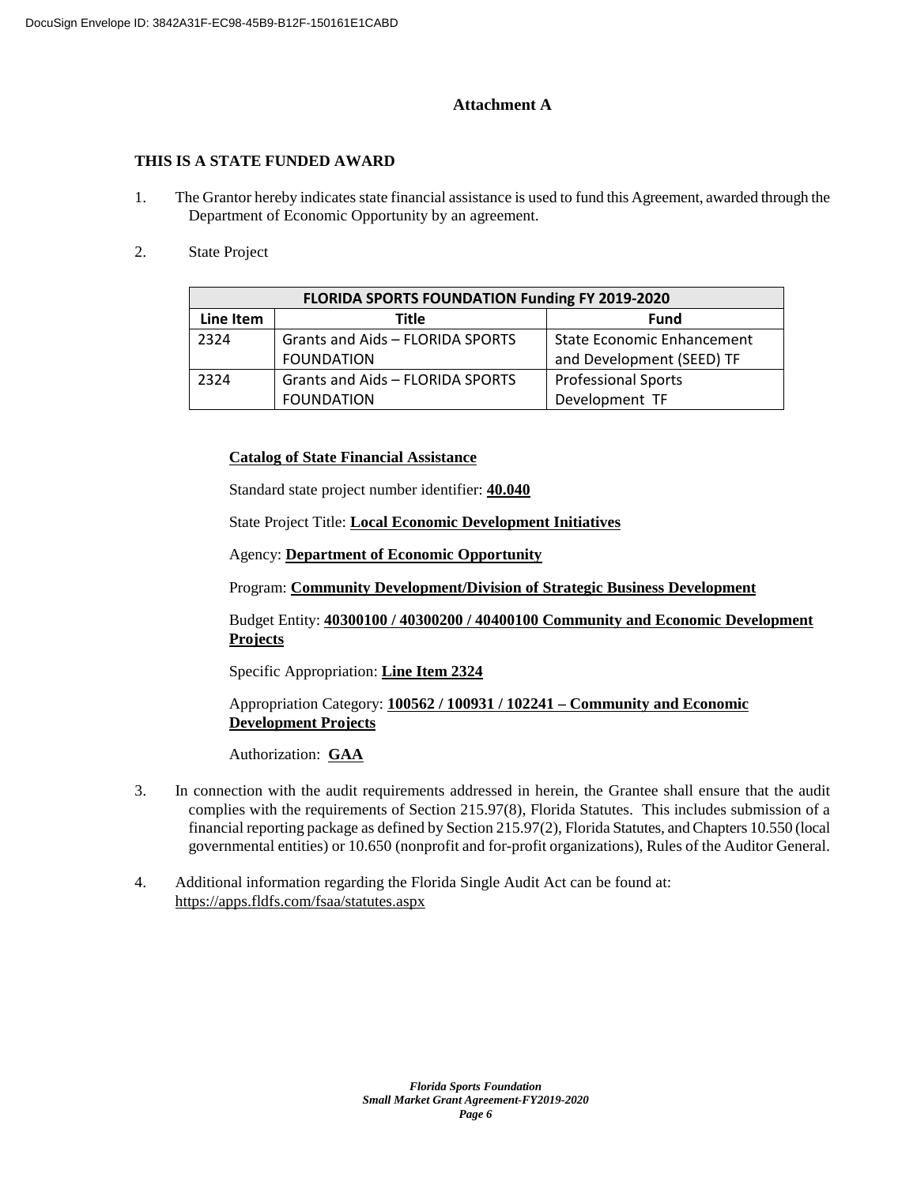### Attachment A

**THIS IS A STATE FUNDED AWARD**

1. The Grantor hereby indicates state financial assistance is used to fund this Agreement, awarded through the Department of Economic Opportunity by an agreement.

2. State Project

| FLORIDA SPORTS FOUNDATION Funding FY 2019-2020 | | |
|---|---|---|
| **Line Item** | **Title** | **Fund** |
| 2324 | Grants and Aids – FLORIDA SPORTS FOUNDATION | State Economic Enhancement and Development (SEED) TF |
| 2324 | Grants and Aids – FLORIDA SPORTS FOUNDATION | Professional Sports Development TF |

**Catalog of State Financial Assistance**

Standard state project number identifier: **40.040**

State Project Title: **Local Economic Development Initiatives**

Agency: **Department of Economic Opportunity**

Program: **Community Development/Division of Strategic Business Development**

Budget Entity: **40300100 / 40300200 / 40400100 Community and Economic Development Projects**

Specific Appropriation: **Line Item 2324**

Appropriation Category: **100562 / 100931 / 102241 – Community and Economic Development Projects**

Authorization: **GAA**

3. In connection with the audit requirements addressed in herein, the Grantee shall ensure that the audit complies with the requirements of Section 215.97(8), Florida Statutes. This includes submission of a financial reporting package as defined by Section 215.97(2), Florida Statutes, and Chapters 10.550 (local governmental entities) or 10.650 (nonprofit and for-profit organizations), Rules of the Auditor General.

4. Additional information regarding the Florida Single Audit Act can be found at: https://apps.fldfs.com/fsaa/statutes.aspx